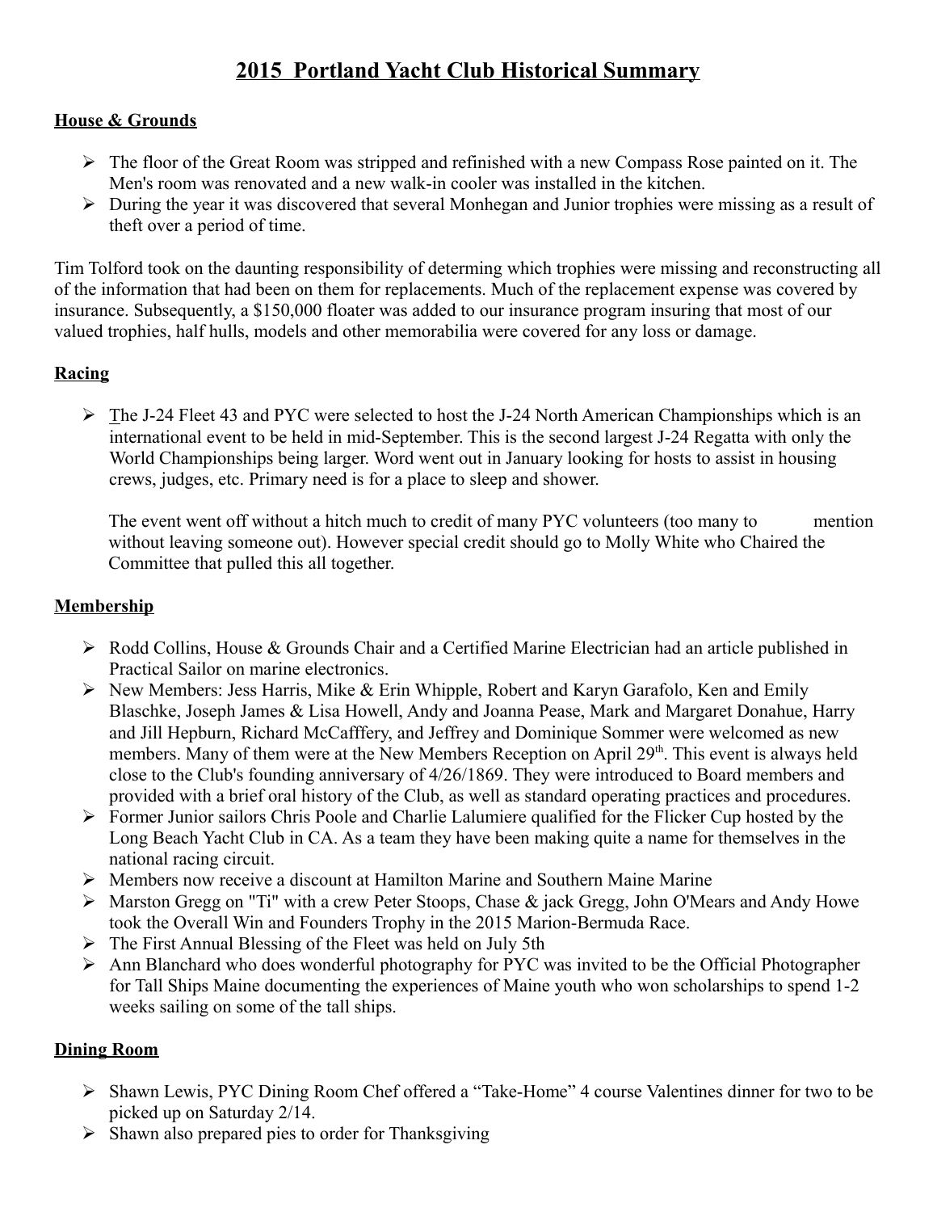# 2015 Portland Yacht Club Historical Summary

## House & Grounds

- The floor of the Great Room was stripped and refinished with a new Compass Rose painted on it. The Men's room was renovated and a new walk-in cooler was installed in the kitchen.
- During the year it was discovered that several Monhegan and Junior trophies were missing as a result of theft over a period of time.

Tim Tolford took on the daunting responsibility of determing which trophies were missing and reconstructing all of the information that had been on them for replacements. Much of the replacement expense was covered by insurance. Subsequently, a $150,000 floater was added to our insurance program insuring that most of our valued trophies, half hulls, models and other memorabilia were covered for any loss or damage.

## Racing

- The J-24 Fleet 43 and PYC were selected to host the J-24 North American Championships which is an international event to be held in mid-September. This is the second largest J-24 Regatta with only the World Championships being larger. Word went out in January looking for hosts to assist in housing crews, judges, etc. Primary need is for a place to sleep and shower.

  The event went off without a hitch much to credit of many PYC volunteers (too many to mention without leaving someone out). However special credit should go to Molly White who Chaired the Committee that pulled this all together.

## Membership

- Rodd Collins, House & Grounds Chair and a Certified Marine Electrician had an article published in Practical Sailor on marine electronics.
- New Members: Jess Harris, Mike & Erin Whipple, Robert and Karyn Garafolo, Ken and Emily Blaschke, Joseph James & Lisa Howell, Andy and Joanna Pease, Mark and Margaret Donahue, Harry and Jill Hepburn, Richard McCafffery, and Jeffrey and Dominique Sommer were welcomed as new members. Many of them were at the New Members Reception on April 29th. This event is always held close to the Club's founding anniversary of 4/26/1869. They were introduced to Board members and provided with a brief oral history of the Club, as well as standard operating practices and procedures.
- Former Junior sailors Chris Poole and Charlie Lalumiere qualified for the Flicker Cup hosted by the Long Beach Yacht Club in CA. As a team they have been making quite a name for themselves in the national racing circuit.
- Members now receive a discount at Hamilton Marine and Southern Maine Marine
- Marston Gregg on "Ti" with a crew Peter Stoops, Chase & jack Gregg, John O'Mears and Andy Howe took the Overall Win and Founders Trophy in the 2015 Marion-Bermuda Race.
- The First Annual Blessing of the Fleet was held on July 5th
- Ann Blanchard who does wonderful photography for PYC was invited to be the Official Photographer for Tall Ships Maine documenting the experiences of Maine youth who won scholarships to spend 1-2 weeks sailing on some of the tall ships.

## Dining Room

- Shawn Lewis, PYC Dining Room Chef offered a "Take-Home" 4 course Valentines dinner for two to be picked up on Saturday 2/14.
- Shawn also prepared pies to order for Thanksgiving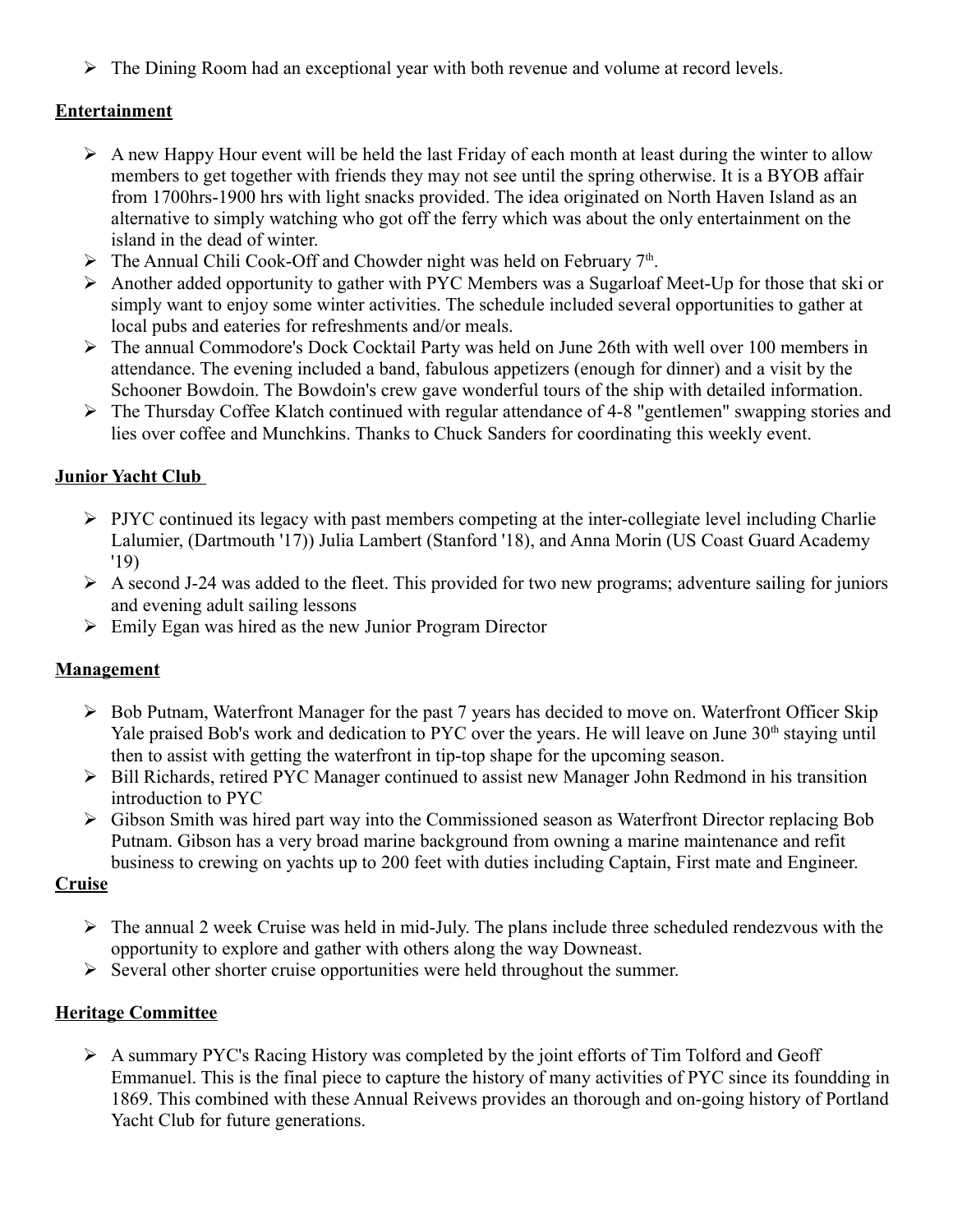- The Dining Room had an exceptional year with both revenue and volume at record levels.

**Entertainment**

- A new Happy Hour event will be held the last Friday of each month at least during the winter to allow members to get together with friends they may not see until the spring otherwise. It is a BYOB affair from 1700hrs-1900 hrs with light snacks provided. The idea originated on North Haven Island as an alternative to simply watching who got off the ferry which was about the only entertainment on the island in the dead of winter.
- The Annual Chili Cook-Off and Chowder night was held on February 7th.
- Another added opportunity to gather with PYC Members was a Sugarloaf Meet-Up for those that ski or simply want to enjoy some winter activities. The schedule included several opportunities to gather at local pubs and eateries for refreshments and/or meals.
- The annual Commodore's Dock Cocktail Party was held on June 26th with well over 100 members in attendance. The evening included a band, fabulous appetizers (enough for dinner) and a visit by the Schooner Bowdoin. The Bowdoin's crew gave wonderful tours of the ship with detailed information.
- The Thursday Coffee Klatch continued with regular attendance of 4-8 "gentlemen" swapping stories and lies over coffee and Munchkins. Thanks to Chuck Sanders for coordinating this weekly event.

**Junior Yacht Club**

- PJYC continued its legacy with past members competing at the inter-collegiate level including Charlie Lalumier, (Dartmouth '17)) Julia Lambert (Stanford '18), and Anna Morin (US Coast Guard Academy '19)
- A second J-24 was added to the fleet. This provided for two new programs; adventure sailing for juniors and evening adult sailing lessons
- Emily Egan was hired as the new Junior Program Director

**Management**

- Bob Putnam, Waterfront Manager for the past 7 years has decided to move on. Waterfront Officer Skip Yale praised Bob's work and dedication to PYC over the years. He will leave on June 30th staying until then to assist with getting the waterfront in tip-top shape for the upcoming season.
- Bill Richards, retired PYC Manager continued to assist new Manager John Redmond in his transition introduction to PYC
- Gibson Smith was hired part way into the Commissioned season as Waterfront Director replacing Bob Putnam. Gibson has a very broad marine background from owning a marine maintenance and refit business to crewing on yachts up to 200 feet with duties including Captain, First mate and Engineer.

**Cruise**

- The annual 2 week Cruise was held in mid-July. The plans include three scheduled rendezvous with the opportunity to explore and gather with others along the way Downeast.
- Several other shorter cruise opportunities were held throughout the summer.

**Heritage Committee**

- A summary PYC's Racing History was completed by the joint efforts of Tim Tolford and Geoff Emmanuel. This is the final piece to capture the history of many activities of PYC since its foundding in 1869. This combined with these Annual Reivews provides an thorough and on-going history of Portland Yacht Club for future generations.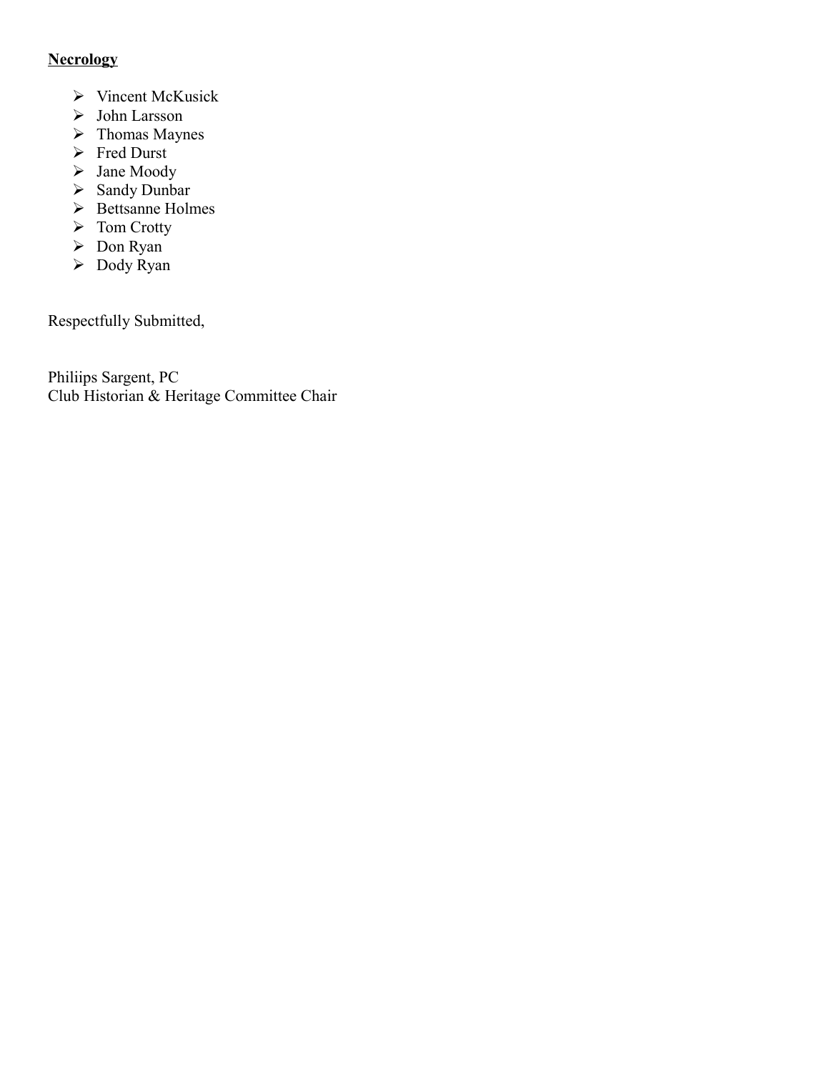**Necrology**

- Vincent McKusick
- John Larsson
- Thomas Maynes
- Fred Durst
- Jane Moody
- Sandy Dunbar
- Bettsanne Holmes
- Tom Crotty
- Don Ryan
- Dody Ryan

Respectfully Submitted,

Philiips Sargent, PC
Club Historian & Heritage Committee Chair